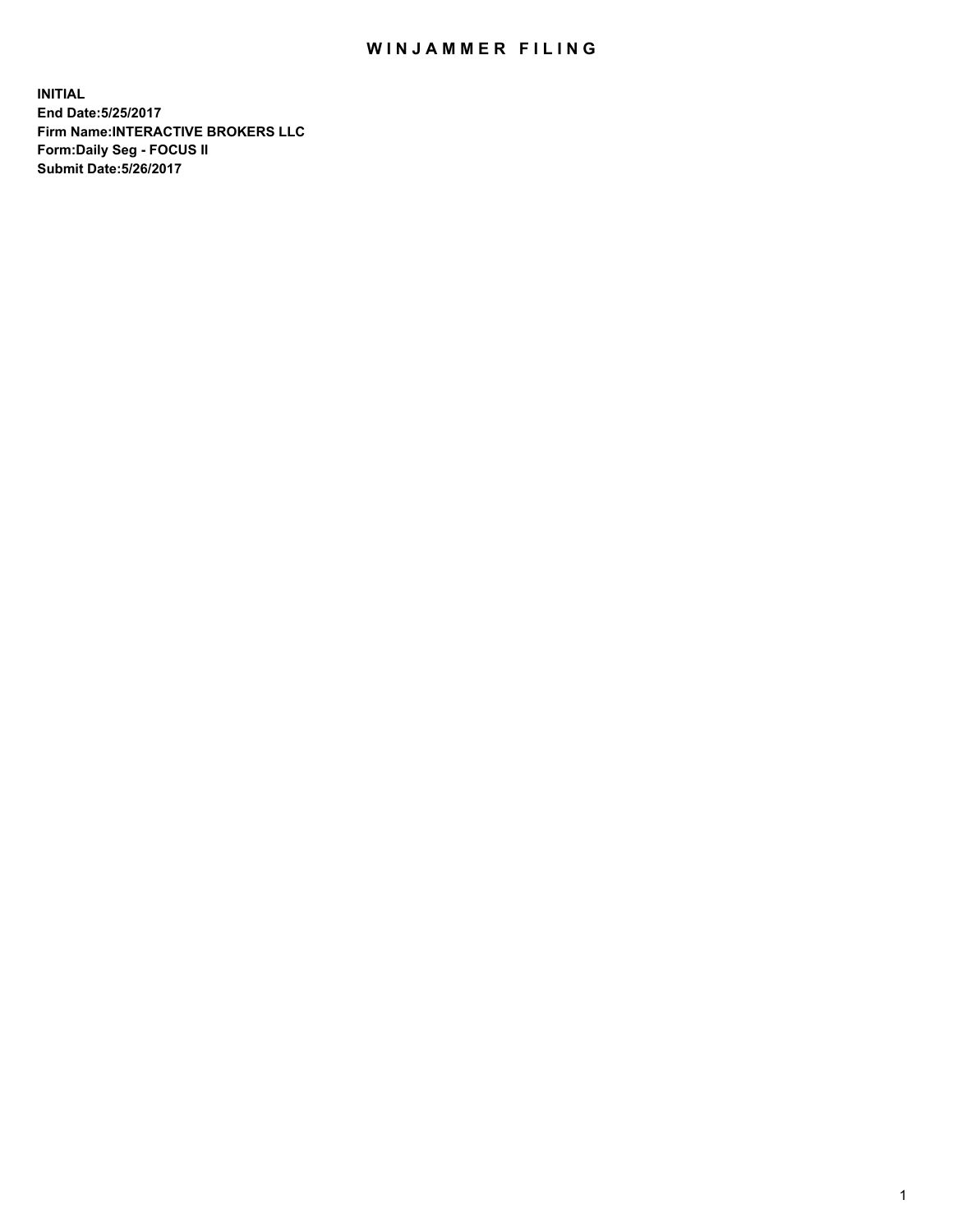# WINJAMMER FILING

**INITIAL**
**End Date:5/25/2017**
**Firm Name:INTERACTIVE BROKERS LLC**
**Form:Daily Seg - FOCUS II**
**Submit Date:5/26/2017**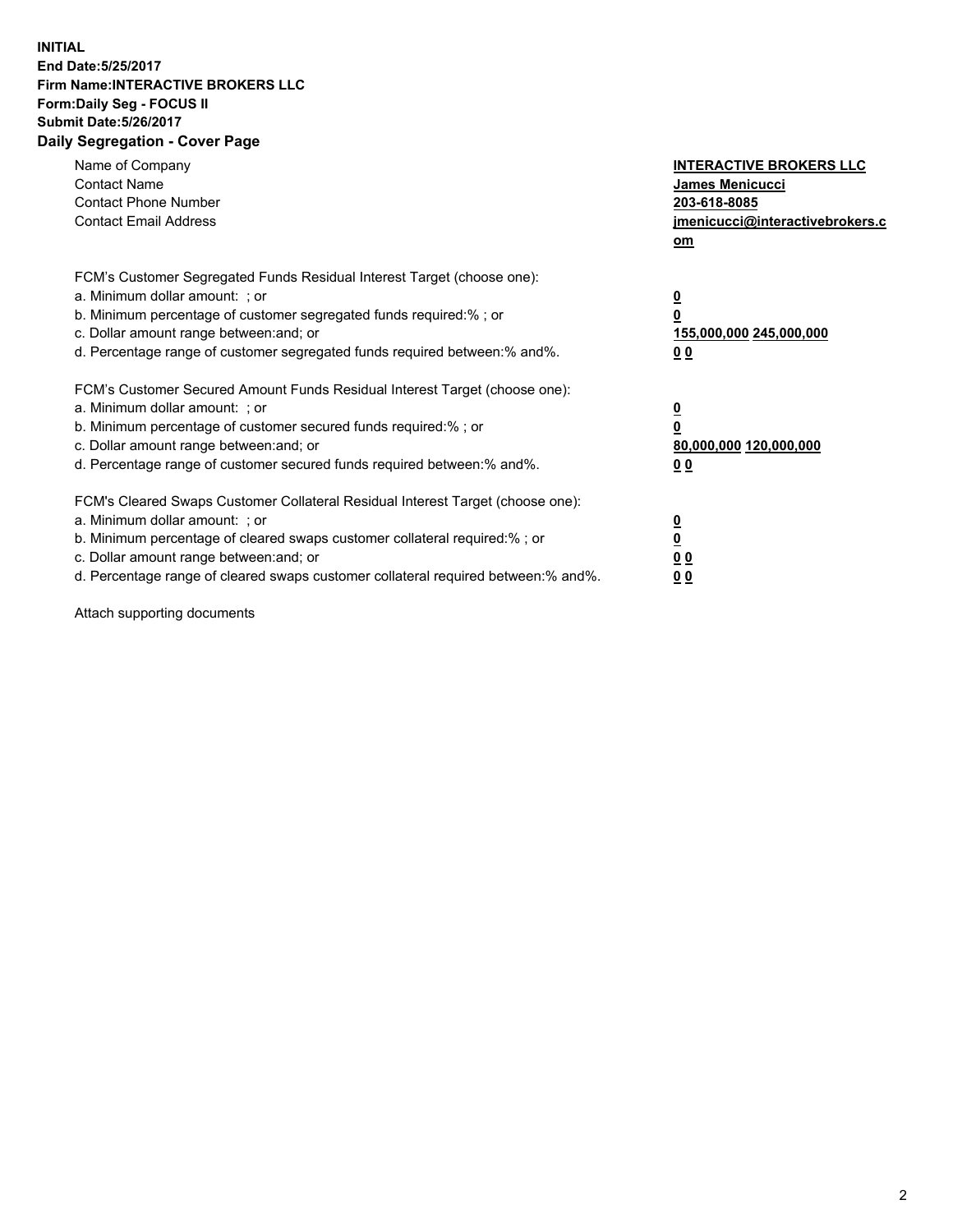**INITIAL**
**End Date:5/25/2017**
**Firm Name:INTERACTIVE BROKERS LLC**
**Form:Daily Seg - FOCUS II**
**Submit Date:5/26/2017**

## Daily Segregation - Cover Page

| | |
|---|---|
| Name of Company | **INTERACTIVE BROKERS LLC** |
| Contact Name | **James Menicucci** |
| Contact Phone Number | **203-618-8085** |
| Contact Email Address | **jmenicucci@interactivebrokers.com** |

| | |
|---|---|
| FCM's Customer Segregated Funds Residual Interest Target (choose one): | |
| a. Minimum dollar amount: ; or | **0** |
| b. Minimum percentage of customer segregated funds required:% ; or | **0** |
| c. Dollar amount range between:and; or | **155,000,000 245,000,000** |
| d. Percentage range of customer segregated funds required between:% and%. | **0 0** |

| | |
|---|---|
| FCM's Customer Secured Amount Funds Residual Interest Target (choose one): | |
| a. Minimum dollar amount: ; or | **0** |
| b. Minimum percentage of customer secured funds required:% ; or | **0** |
| c. Dollar amount range between:and; or | **80,000,000 120,000,000** |
| d. Percentage range of customer secured funds required between:% and%. | **0 0** |

| | |
|---|---|
| FCM's Cleared Swaps Customer Collateral Residual Interest Target (choose one): | |
| a. Minimum dollar amount: ; or | **0** |
| b. Minimum percentage of cleared swaps customer collateral required:% ; or | **0** |
| c. Dollar amount range between:and; or | **0 0** |
| d. Percentage range of cleared swaps customer collateral required between:% and%. | **0 0** |

Attach supporting documents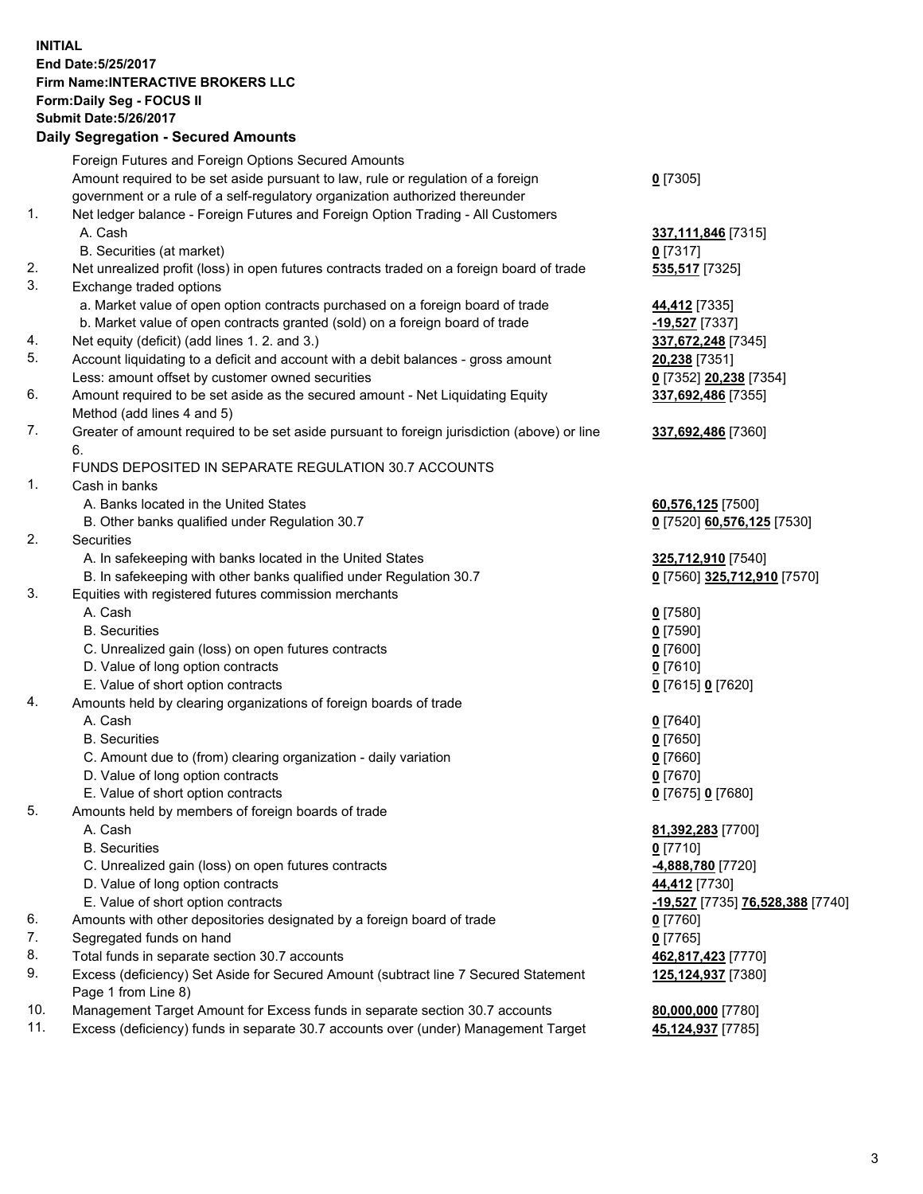**INITIAL**
**End Date:5/25/2017**
**Firm Name:INTERACTIVE BROKERS LLC**
**Form:Daily Seg - FOCUS II**
**Submit Date:5/26/2017**

## Daily Segregation - Secured Amounts

| | | |
|---|---|---|
| | Foreign Futures and Foreign Options Secured Amounts | |
| | Amount required to be set aside pursuant to law, rule or regulation of a foreign government or a rule of a self-regulatory organization authorized thereunder | **0** [7305] |
| 1. | Net ledger balance - Foreign Futures and Foreign Option Trading - All Customers | |
| | A. Cash | **337,111,846** [7315] |
| | B. Securities (at market) | **0** [7317] |
| 2. | Net unrealized profit (loss) in open futures contracts traded on a foreign board of trade | **535,517** [7325] |
| 3. | Exchange traded options | |
| | a. Market value of open option contracts purchased on a foreign board of trade | **44,412** [7335] |
| | b. Market value of open contracts granted (sold) on a foreign board of trade | **-19,527** [7337] |
| 4. | Net equity (deficit) (add lines 1. 2. and 3.) | **337,672,248** [7345] |
| 5. | Account liquidating to a deficit and account with a debit balances - gross amount | **20,238** [7351] |
| | Less: amount offset by customer owned securities | **0** [7352] **20,238** [7354] |
| 6. | Amount required to be set aside as the secured amount - Net Liquidating Equity Method (add lines 4 and 5) | **337,692,486** [7355] |
| 7. | Greater of amount required to be set aside pursuant to foreign jurisdiction (above) or line 6. | **337,692,486** [7360] |
| | FUNDS DEPOSITED IN SEPARATE REGULATION 30.7 ACCOUNTS | |
| 1. | Cash in banks | |
| | A. Banks located in the United States | **60,576,125** [7500] |
| | B. Other banks qualified under Regulation 30.7 | **0** [7520] **60,576,125** [7530] |
| 2. | Securities | |
| | A. In safekeeping with banks located in the United States | **325,712,910** [7540] |
| | B. In safekeeping with other banks qualified under Regulation 30.7 | **0** [7560] **325,712,910** [7570] |
| 3. | Equities with registered futures commission merchants | |
| | A. Cash | **0** [7580] |
| | B. Securities | **0** [7590] |
| | C. Unrealized gain (loss) on open futures contracts | **0** [7600] |
| | D. Value of long option contracts | **0** [7610] |
| | E. Value of short option contracts | **0** [7615] **0** [7620] |
| 4. | Amounts held by clearing organizations of foreign boards of trade | |
| | A. Cash | **0** [7640] |
| | B. Securities | **0** [7650] |
| | C. Amount due to (from) clearing organization - daily variation | **0** [7660] |
| | D. Value of long option contracts | **0** [7670] |
| | E. Value of short option contracts | **0** [7675] **0** [7680] |
| 5. | Amounts held by members of foreign boards of trade | |
| | A. Cash | **81,392,283** [7700] |
| | B. Securities | **0** [7710] |
| | C. Unrealized gain (loss) on open futures contracts | **-4,888,780** [7720] |
| | D. Value of long option contracts | **44,412** [7730] |
| | E. Value of short option contracts | **-19,527** [7735] **76,528,388** [7740] |
| 6. | Amounts with other depositories designated by a foreign board of trade | **0** [7760] |
| 7. | Segregated funds on hand | **0** [7765] |
| 8. | Total funds in separate section 30.7 accounts | **462,817,423** [7770] |
| 9. | Excess (deficiency) Set Aside for Secured Amount (subtract line 7 Secured Statement Page 1 from Line 8) | **125,124,937** [7380] |
| 10. | Management Target Amount for Excess funds in separate section 30.7 accounts | **80,000,000** [7780] |
| 11. | Excess (deficiency) funds in separate 30.7 accounts over (under) Management Target | **45,124,937** [7785] |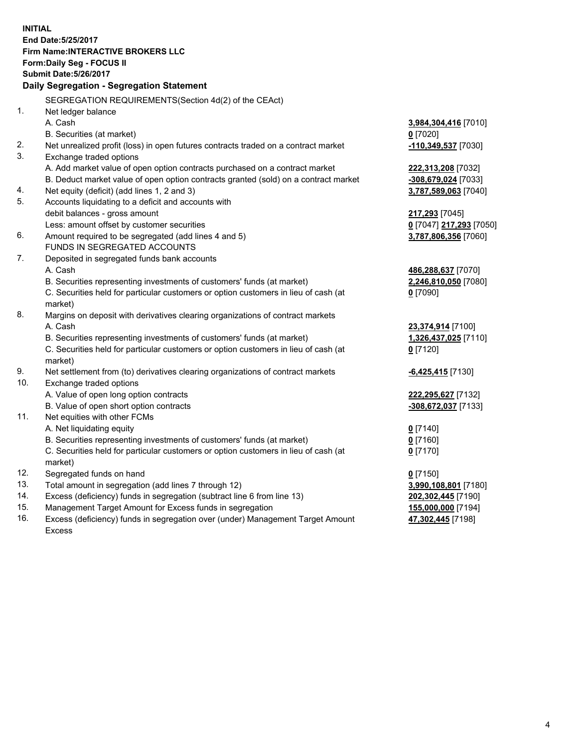**INITIAL**
**End Date:5/25/2017**
**Firm Name:INTERACTIVE BROKERS LLC**
**Form:Daily Seg - FOCUS II**
**Submit Date:5/26/2017**

## Daily Segregation - Segregation Statement

SEGREGATION REQUIREMENTS(Section 4d(2) of the CEAct)

| | | |
|---|---|---|
| 1. | Net ledger balance | |
| | A. Cash | **3,984,304,416** [7010] |
| | B. Securities (at market) | **0** [7020] |
| 2. | Net unrealized profit (loss) in open futures contracts traded on a contract market | **-110,349,537** [7030] |
| 3. | Exchange traded options | |
| | A. Add market value of open option contracts purchased on a contract market | **222,313,208** [7032] |
| | B. Deduct market value of open option contracts granted (sold) on a contract market | **-308,679,024** [7033] |
| 4. | Net equity (deficit) (add lines 1, 2 and 3) | **3,787,589,063** [7040] |
| 5. | Accounts liquidating to a deficit and accounts with | |
| | debit balances - gross amount | **217,293** [7045] |
| | Less: amount offset by customer securities | **0** [7047] **217,293** [7050] |
| 6. | Amount required to be segregated (add lines 4 and 5) | **3,787,806,356** [7060] |
| | FUNDS IN SEGREGATED ACCOUNTS | |
| 7. | Deposited in segregated funds bank accounts | |
| | A. Cash | **486,288,637** [7070] |
| | B. Securities representing investments of customers' funds (at market) | **2,246,810,050** [7080] |
| | C. Securities held for particular customers or option customers in lieu of cash (at market) | **0** [7090] |
| 8. | Margins on deposit with derivatives clearing organizations of contract markets | |
| | A. Cash | **23,374,914** [7100] |
| | B. Securities representing investments of customers' funds (at market) | **1,326,437,025** [7110] |
| | C. Securities held for particular customers or option customers in lieu of cash (at market) | **0** [7120] |
| 9. | Net settlement from (to) derivatives clearing organizations of contract markets | **-6,425,415** [7130] |
| 10. | Exchange traded options | |
| | A. Value of open long option contracts | **222,295,627** [7132] |
| | B. Value of open short option contracts | **-308,672,037** [7133] |
| 11. | Net equities with other FCMs | |
| | A. Net liquidating equity | **0** [7140] |
| | B. Securities representing investments of customers' funds (at market) | **0** [7160] |
| | C. Securities held for particular customers or option customers in lieu of cash (at market) | **0** [7170] |
| 12. | Segregated funds on hand | **0** [7150] |
| 13. | Total amount in segregation (add lines 7 through 12) | **3,990,108,801** [7180] |
| 14. | Excess (deficiency) funds in segregation (subtract line 6 from line 13) | **202,302,445** [7190] |
| 15. | Management Target Amount for Excess funds in segregation | **155,000,000** [7194] |
| 16. | Excess (deficiency) funds in segregation over (under) Management Target Amount Excess | **47,302,445** [7198] |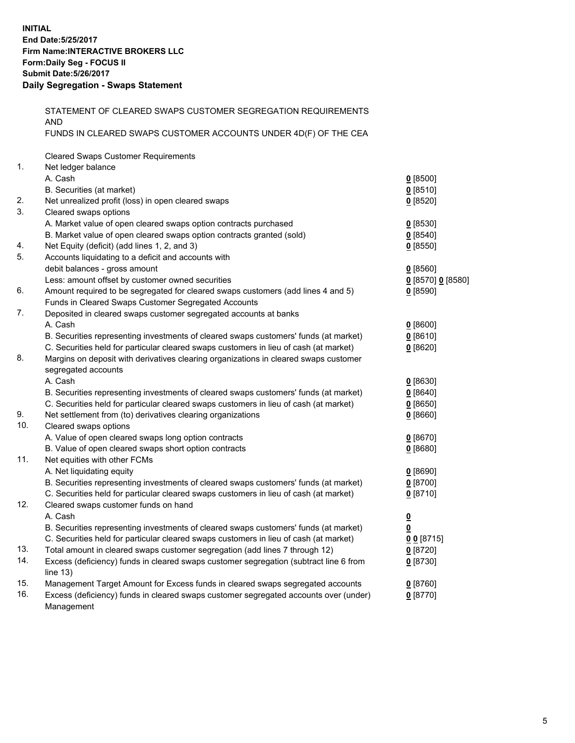**INITIAL**
**End Date:5/25/2017**
**Firm Name:INTERACTIVE BROKERS LLC**
**Form:Daily Seg - FOCUS II**
**Submit Date:5/26/2017**
**Daily Segregation - Swaps Statement**

STATEMENT OF CLEARED SWAPS CUSTOMER SEGREGATION REQUIREMENTS AND FUNDS IN CLEARED SWAPS CUSTOMER ACCOUNTS UNDER 4D(F) OF THE CEA

| | | |
|---|---|---|
| | Cleared Swaps Customer Requirements | |
| 1. | Net ledger balance | |
| | A. Cash | 0 [8500] |
| | B. Securities (at market) | 0 [8510] |
| 2. | Net unrealized profit (loss) in open cleared swaps | 0 [8520] |
| 3. | Cleared swaps options | |
| | A. Market value of open cleared swaps option contracts purchased | 0 [8530] |
| | B. Market value of open cleared swaps option contracts granted (sold) | 0 [8540] |
| 4. | Net Equity (deficit) (add lines 1, 2, and 3) | 0 [8550] |
| 5. | Accounts liquidating to a deficit and accounts with debit balances - gross amount | 0 [8560] |
| | Less: amount offset by customer owned securities | 0 [8570] 0 [8580] |
| 6. | Amount required to be segregated for cleared swaps customers (add lines 4 and 5) | 0 [8590] |
| | Funds in Cleared Swaps Customer Segregated Accounts | |
| 7. | Deposited in cleared swaps customer segregated accounts at banks | |
| | A. Cash | 0 [8600] |
| | B. Securities representing investments of cleared swaps customers' funds (at market) | 0 [8610] |
| | C. Securities held for particular cleared swaps customers in lieu of cash (at market) | 0 [8620] |
| 8. | Margins on deposit with derivatives clearing organizations in cleared swaps customer segregated accounts | |
| | A. Cash | 0 [8630] |
| | B. Securities representing investments of cleared swaps customers' funds (at market) | 0 [8640] |
| | C. Securities held for particular cleared swaps customers in lieu of cash (at market) | 0 [8650] |
| 9. | Net settlement from (to) derivatives clearing organizations | 0 [8660] |
| 10. | Cleared swaps options | |
| | A. Value of open cleared swaps long option contracts | 0 [8670] |
| | B. Value of open cleared swaps short option contracts | 0 [8680] |
| 11. | Net equities with other FCMs | |
| | A. Net liquidating equity | 0 [8690] |
| | B. Securities representing investments of cleared swaps customers' funds (at market) | 0 [8700] |
| | C. Securities held for particular cleared swaps customers in lieu of cash (at market) | 0 [8710] |
| 12. | Cleared swaps customer funds on hand | |
| | A. Cash | 0 |
| | B. Securities representing investments of cleared swaps customers' funds (at market) | 0 |
| | C. Securities held for particular cleared swaps customers in lieu of cash (at market) | 0 0 [8715] |
| 13. | Total amount in cleared swaps customer segregation (add lines 7 through 12) | 0 [8720] |
| 14. | Excess (deficiency) funds in cleared swaps customer segregation (subtract line 6 from line 13) | 0 [8730] |
| 15. | Management Target Amount for Excess funds in cleared swaps segregated accounts | 0 [8760] |
| 16. | Excess (deficiency) funds in cleared swaps customer segregated accounts over (under) Management | 0 [8770] |